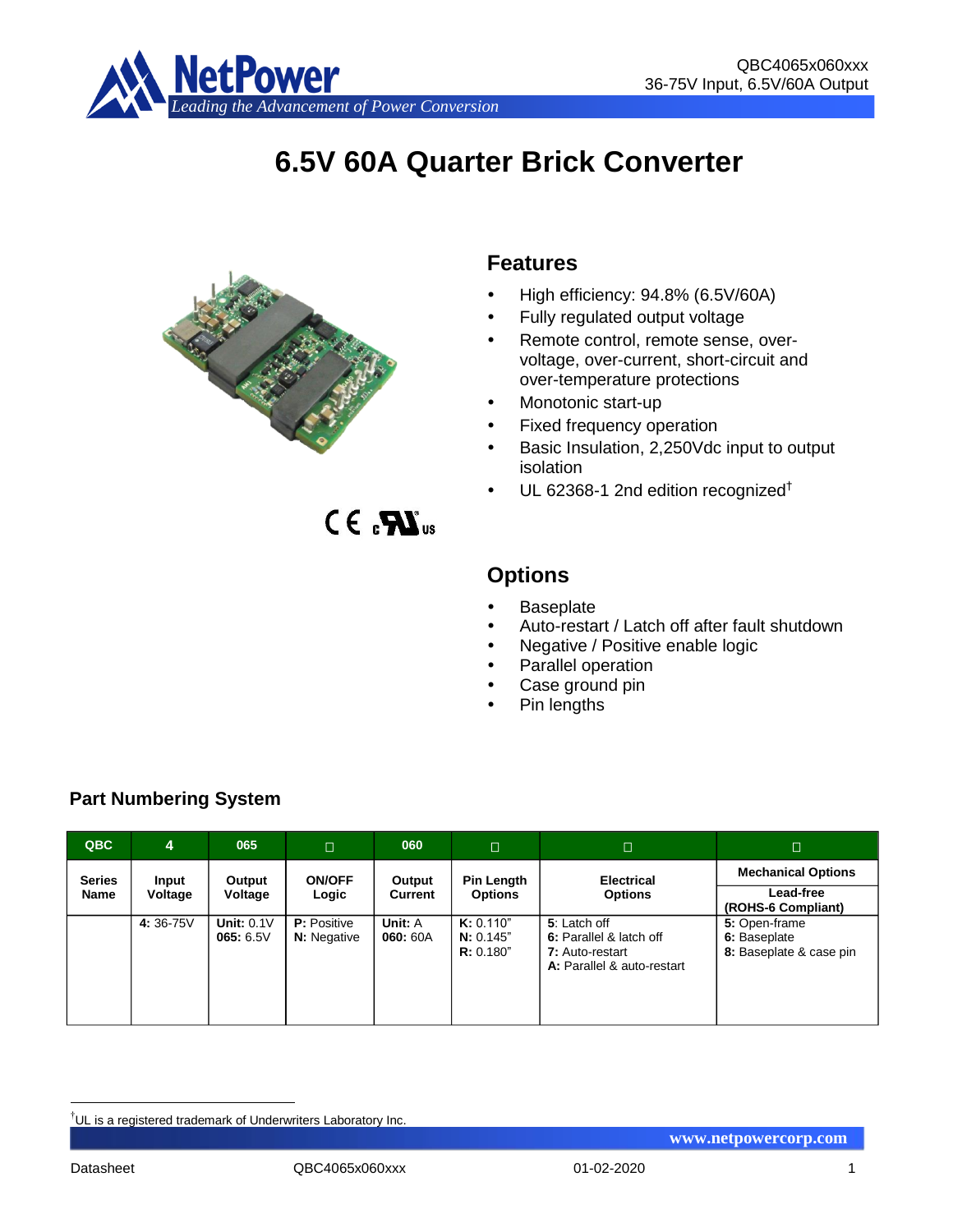# 6.5V 60A Quarter Brick Converter

## Features

- High efficiency: 94.8% (6.5V/60A)
- Fully regulated output voltage
- Remote control, remote sense, over-voltage, over-current, short-circuit and over-temperature protections
- Monotonic start-up
- Fixed frequency operation
- Basic Insulation, 2,250Vdc input to output isolation
- UL 62368-1 2nd edition recognized†

## Options

- Baseplate
- Auto-restart / Latch off after fault shutdown
- Negative / Positive enable logic
- Parallel operation
- Case ground pin
- Pin lengths

## Part Numbering System

| QBC | 4 | 065 | □ | 060 | □ | □ | □ |
|---|---|---|---|---|---|---|---|
| Series Name | Input Voltage | Output Voltage | ON/OFF Logic | Output Current | Pin Length Options | Electrical Options | Mechanical Options<br>Lead-free (ROHS-6 Compliant) |
| | **4:** 36-75V | **Unit:** 0.1V<br>**065:** 6.5V | **P:** Positive<br>**N:** Negative | **Unit:** A<br>**060:** 60A | **K:** 0.110"<br>**N:** 0.145"<br>**R:** 0.180" | **5**: Latch off<br>**6:** Parallel & latch off<br>**7:** Auto-restart<br>**A:** Parallel & auto-restart | **5:** Open-frame<br>**6:** Baseplate<br>**8:** Baseplate & case pin |

†UL is a registered trademark of Underwriters Laboratory Inc.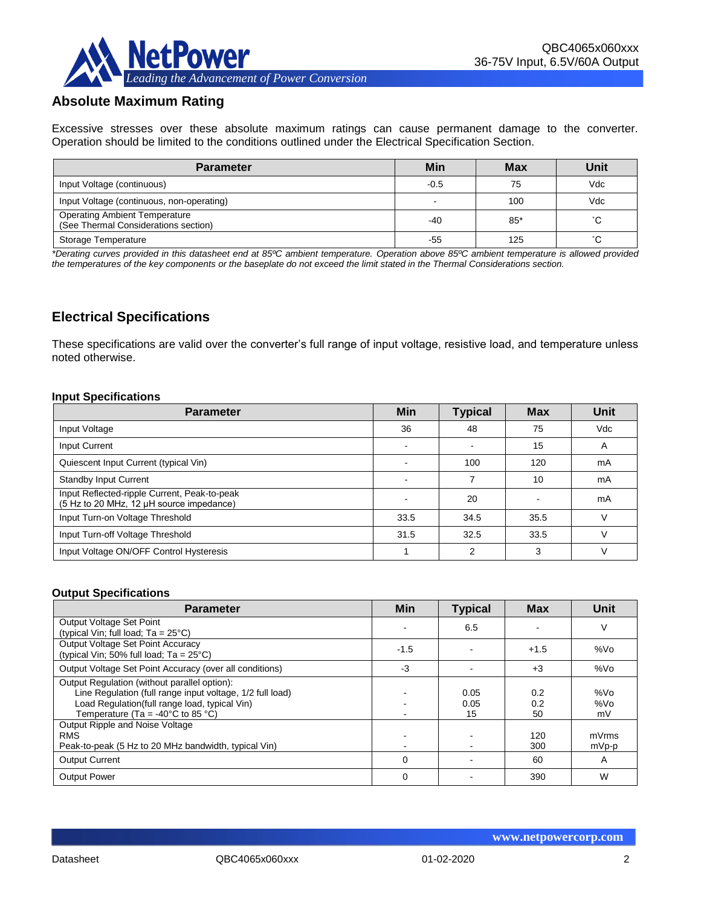## Absolute Maximum Rating

Excessive stresses over these absolute maximum ratings can cause permanent damage to the converter. Operation should be limited to the conditions outlined under the Electrical Specification Section.

| Parameter | Min | Max | Unit |
|---|---|---|---|
| Input Voltage (continuous) | -0.5 | 75 | Vdc |
| Input Voltage (continuous, non-operating) | - | 100 | Vdc |
| Operating Ambient Temperature<br>(See Thermal Considerations section) | -40 | 85* | ˚C |
| Storage Temperature | -55 | 125 | ˚C |

*\*Derating curves provided in this datasheet end at 85ºC ambient temperature. Operation above 85ºC ambient temperature is allowed provided the temperatures of the key components or the baseplate do not exceed the limit stated in the Thermal Considerations section.*

## Electrical Specifications

These specifications are valid over the converter's full range of input voltage, resistive load, and temperature unless noted otherwise.

### Input Specifications

| Parameter | Min | Typical | Max | Unit |
|---|---|---|---|---|
| Input Voltage | 36 | 48 | 75 | Vdc |
| Input Current | - | - | 15 | A |
| Quiescent Input Current (typical Vin) | - | 100 | 120 | mA |
| Standby Input Current | - | 7 | 10 | mA |
| Input Reflected-ripple Current, Peak-to-peak<br>(5 Hz to 20 MHz, 12 μH source impedance) | - | 20 | - | mA |
| Input Turn-on Voltage Threshold | 33.5 | 34.5 | 35.5 | V |
| Input Turn-off Voltage Threshold | 31.5 | 32.5 | 33.5 | V |
| Input Voltage ON/OFF Control Hysteresis | 1 | 2 | 3 | V |

### Output Specifications

| Parameter | Min | Typical | Max | Unit |
|---|---|---|---|---|
| Output Voltage Set Point<br>(typical Vin; full load; Ta = 25°C) | - | 6.5 | - | V |
| Output Voltage Set Point Accuracy<br>(typical Vin; 50% full load; Ta = 25°C) | -1.5 | - | +1.5 | %Vo |
| Output Voltage Set Point Accuracy (over all conditions) | -3 | - | +3 | %Vo |
| Output Regulation (without parallel option):<br>Line Regulation (full range input voltage, 1/2 full load)<br>Load Regulation(full range load, typical Vin)<br>Temperature (Ta = -40°C to 85 °C) | <br>-<br>-<br>- | <br>0.05<br>0.05<br>15 | <br>0.2<br>0.2<br>50 | <br>%Vo<br>%Vo<br>mV |
| Output Ripple and Noise Voltage<br>RMS<br>Peak-to-peak (5 Hz to 20 MHz bandwidth, typical Vin) | <br>-<br>- | <br>-<br>- | <br>120<br>300 | <br>mVrms<br>mVp-p |
| Output Current | 0 | - | 60 | A |
| Output Power | 0 | - | 390 | W |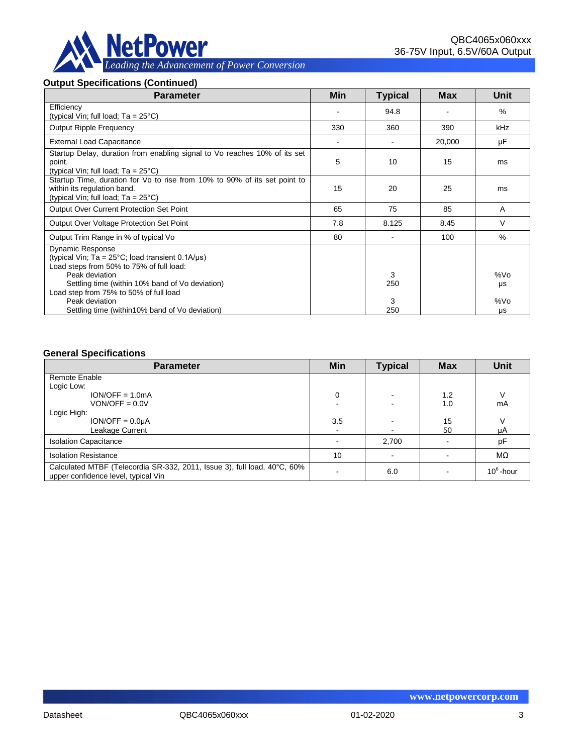### Output Specifications (Continued)

| Parameter | Min | Typical | Max | Unit |
|---|---|---|---|---|
| Efficiency<br>(typical Vin; full load; Ta = 25°C) | - | 94.8 | - | % |
| Output Ripple Frequency | 330 | 360 | 390 | kHz |
| External Load Capacitance | - | - | 20,000 | μF |
| Startup Delay, duration from enabling signal to Vo reaches 10% of its set point.<br>(typical Vin; full load; Ta = 25°C) | 5 | 10 | 15 | ms |
| Startup Time, duration for Vo to rise from 10% to 90% of its set point to within its regulation band.<br>(typical Vin; full load; Ta = 25°C) | 15 | 20 | 25 | ms |
| Output Over Current Protection Set Point | 65 | 75 | 85 | A |
| Output Over Voltage Protection Set Point | 7.8 | 8.125 | 8.45 | V |
| Output Trim Range in % of typical Vo | 80 | - | 100 | % |
| Dynamic Response<br>(typical Vin; Ta = 25°C; load transient 0.1A/μs)<br>Load steps from 50% to 75% of full load:<br>Peak deviation<br>Settling time (within 10% band of Vo deviation)<br>Load step from 75% to 50% of full load<br>Peak deviation<br>Settling time (within10% band of Vo deviation) | | <br><br><br>3<br>250<br><br>3<br>250 | | <br><br><br>%Vo<br>μs<br><br>%Vo<br>μs |

### General Specifications

| Parameter | Min | Typical | Max | Unit |
|---|---|---|---|---|
| Remote Enable<br>Logic Low:<br>ION/OFF = 1.0mA<br>VON/OFF = 0.0V<br>Logic High:<br>ION/OFF = 0.0μA<br>Leakage Current | <br><br>0<br>-<br><br>3.5<br>- | <br><br>-<br>-<br><br>-<br>- | <br><br>1.2<br>1.0<br><br>15<br>50 | <br><br>V<br>mA<br><br>V<br>μA |
| Isolation Capacitance | - | 2,700 | - | pF |
| Isolation Resistance | 10 | - | - | MΩ |
| Calculated MTBF (Telecordia SR-332, 2011, Issue 3), full load, 40°C, 60% upper confidence level, typical Vin | - | 6.0 | - | $10^6$-hour |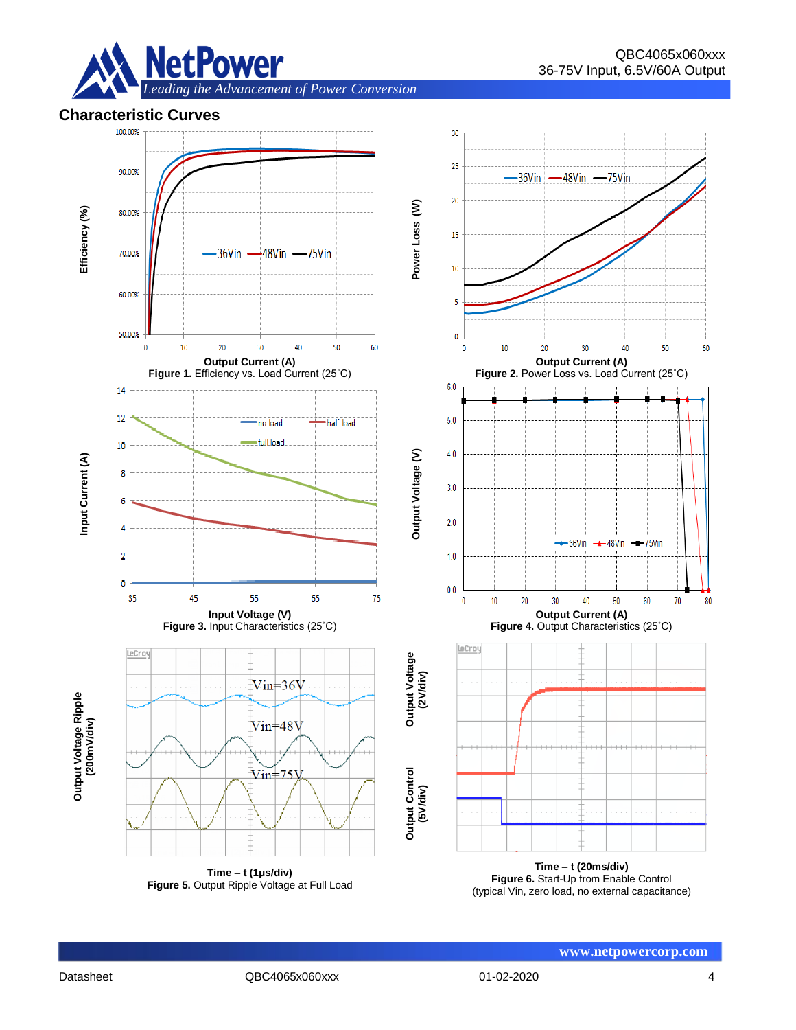## Characteristic Curves

Output Current (A)

**Figure 1.** Efficiency vs. Load Current (25˚C)

Output Current (A)

**Figure 2.** Power Loss vs. Load Current (25˚C)

Input Voltage (V)

**Figure 3.** Input Characteristics (25˚C)

Output Current (A)

**Figure 4.** Output Characteristics (25˚C)

Time – t (1µs/div)

**Figure 5.** Output Ripple Voltage at Full Load

Time – t (20ms/div)

**Figure 6.** Start-Up from Enable Control

(typical Vin, zero load, no external capacitance)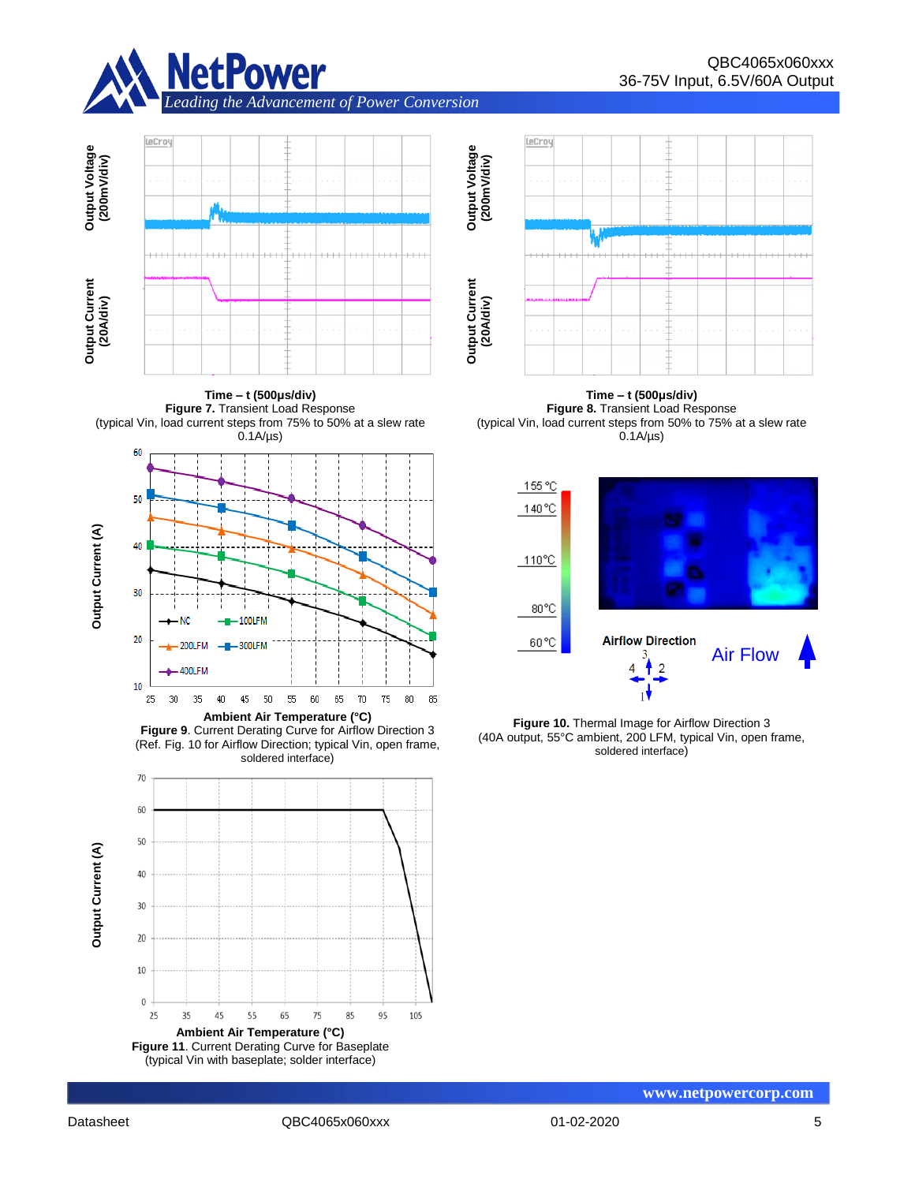Time – t (500μs/div)

**Figure 7.** Transient Load Response
(typical Vin, load current steps from 75% to 50% at a slew rate 0.1A/μs)

Time – t (500μs/div)

**Figure 8.** Transient Load Response
(typical Vin, load current steps from 50% to 75% at a slew rate 0.1A/μs)

Ambient Air Temperature (°C)

**Figure 9**. Current Derating Curve for Airflow Direction 3
(Ref. Fig. 10 for Airflow Direction; typical Vin, open frame, soldered interface)

**Figure 10.** Thermal Image for Airflow Direction 3
(40A output, 55°C ambient, 200 LFM, typical Vin, open frame, soldered interface)

Ambient Air Temperature (°C)

**Figure 11**. Current Derating Curve for Baseplate
(typical Vin with baseplate; solder interface)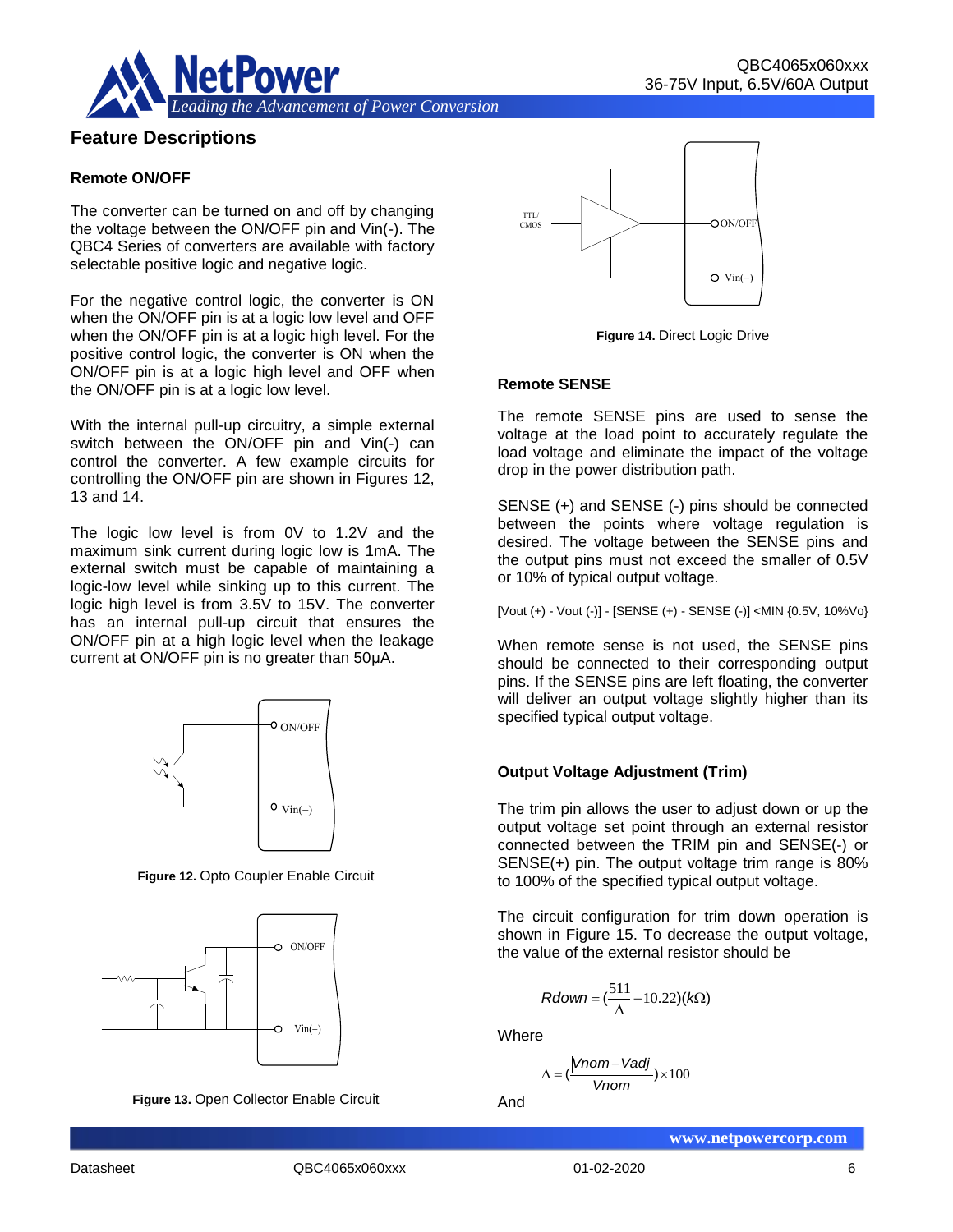## Feature Descriptions

### Remote ON/OFF

The converter can be turned on and off by changing the voltage between the ON/OFF pin and Vin(-). The QBC4 Series of converters are available with factory selectable positive logic and negative logic.

For the negative control logic, the converter is ON when the ON/OFF pin is at a logic low level and OFF when the ON/OFF pin is at a logic high level. For the positive control logic, the converter is ON when the ON/OFF pin is at a logic high level and OFF when the ON/OFF pin is at a logic low level.

With the internal pull-up circuitry, a simple external switch between the ON/OFF pin and Vin(-) can control the converter. A few example circuits for controlling the ON/OFF pin are shown in Figures 12, 13 and 14.

The logic low level is from 0V to 1.2V and the maximum sink current during logic low is 1mA. The external switch must be capable of maintaining a logic-low level while sinking up to this current. The logic high level is from 3.5V to 15V. The converter has an internal pull-up circuit that ensures the ON/OFF pin at a high logic level when the leakage current at ON/OFF pin is no greater than 50μA.

**Figure 12.** Opto Coupler Enable Circuit

**Figure 13.** Open Collector Enable Circuit

**Figure 14.** Direct Logic Drive

### Remote SENSE

The remote SENSE pins are used to sense the voltage at the load point to accurately regulate the load voltage and eliminate the impact of the voltage drop in the power distribution path.

SENSE (+) and SENSE (-) pins should be connected between the points where voltage regulation is desired. The voltage between the SENSE pins and the output pins must not exceed the smaller of 0.5V or 10% of typical output voltage.

[Vout (+) - Vout (-)] - [SENSE (+) - SENSE (-)] <MIN {0.5V, 10%Vo}

When remote sense is not used, the SENSE pins should be connected to their corresponding output pins. If the SENSE pins are left floating, the converter will deliver an output voltage slightly higher than its specified typical output voltage.

### Output Voltage Adjustment (Trim)

The trim pin allows the user to adjust down or up the output voltage set point through an external resistor connected between the TRIM pin and SENSE(-) or SENSE(+) pin. The output voltage trim range is 80% to 100% of the specified typical output voltage.

The circuit configuration for trim down operation is shown in Figure 15. To decrease the output voltage, the value of the external resistor should be

$$Rdown = \left(\frac{511}{\Delta} - 10.22\right)(k\Omega)$$

Where

$$\Delta = \left(\frac{|Vnom - Vadj|}{Vnom}\right) \times 100$$

And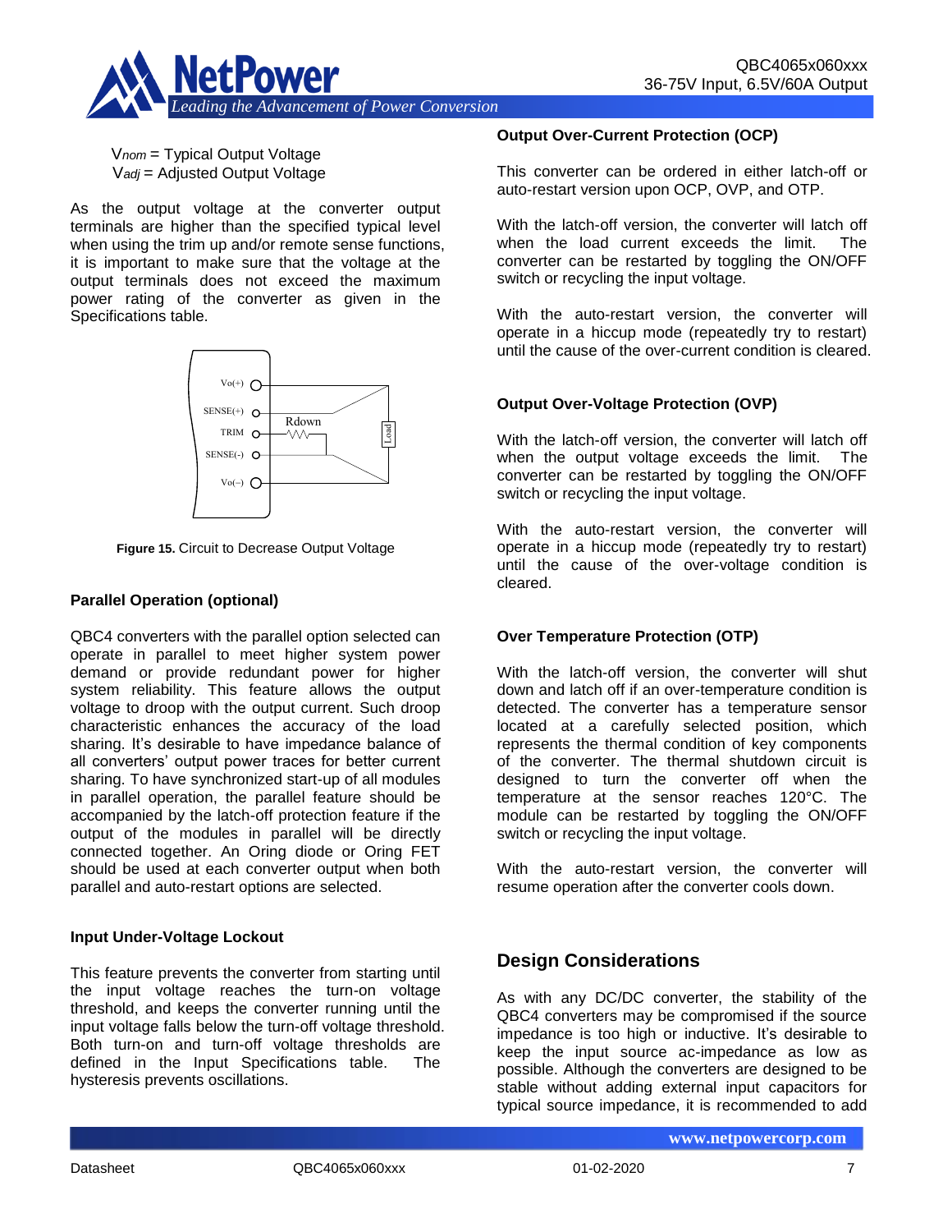$V_{nom}$ = Typical Output Voltage
$V_{adj}$ = Adjusted Output Voltage

As the output voltage at the converter output terminals are higher than the specified typical level when using the trim up and/or remote sense functions, it is important to make sure that the voltage at the output terminals does not exceed the maximum power rating of the converter as given in the Specifications table.

**Figure 15.** Circuit to Decrease Output Voltage

### Parallel Operation (optional)

QBC4 converters with the parallel option selected can operate in parallel to meet higher system power demand or provide redundant power for higher system reliability. This feature allows the output voltage to droop with the output current. Such droop characteristic enhances the accuracy of the load sharing. It's desirable to have impedance balance of all converters' output power traces for better current sharing. To have synchronized start-up of all modules in parallel operation, the parallel feature should be accompanied by the latch-off protection feature if the output of the modules in parallel will be directly connected together. An Oring diode or Oring FET should be used at each converter output when both parallel and auto-restart options are selected.

### Input Under-Voltage Lockout

This feature prevents the converter from starting until the input voltage reaches the turn-on voltage threshold, and keeps the converter running until the input voltage falls below the turn-off voltage threshold. Both turn-on and turn-off voltage thresholds are defined in the Input Specifications table. The hysteresis prevents oscillations.

### Output Over-Current Protection (OCP)

This converter can be ordered in either latch-off or auto-restart version upon OCP, OVP, and OTP.

With the latch-off version, the converter will latch off when the load current exceeds the limit. The converter can be restarted by toggling the ON/OFF switch or recycling the input voltage.

With the auto-restart version, the converter will operate in a hiccup mode (repeatedly try to restart) until the cause of the over-current condition is cleared.

### Output Over-Voltage Protection (OVP)

With the latch-off version, the converter will latch off when the output voltage exceeds the limit. The converter can be restarted by toggling the ON/OFF switch or recycling the input voltage.

With the auto-restart version, the converter will operate in a hiccup mode (repeatedly try to restart) until the cause of the over-voltage condition is cleared.

### Over Temperature Protection (OTP)

With the latch-off version, the converter will shut down and latch off if an over-temperature condition is detected. The converter has a temperature sensor located at a carefully selected position, which represents the thermal condition of key components of the converter. The thermal shutdown circuit is designed to turn the converter off when the temperature at the sensor reaches 120°C. The module can be restarted by toggling the ON/OFF switch or recycling the input voltage.

With the auto-restart version, the converter will resume operation after the converter cools down.

## Design Considerations

As with any DC/DC converter, the stability of the QBC4 converters may be compromised if the source impedance is too high or inductive. It's desirable to keep the input source ac-impedance as low as possible. Although the converters are designed to be stable without adding external input capacitors for typical source impedance, it is recommended to add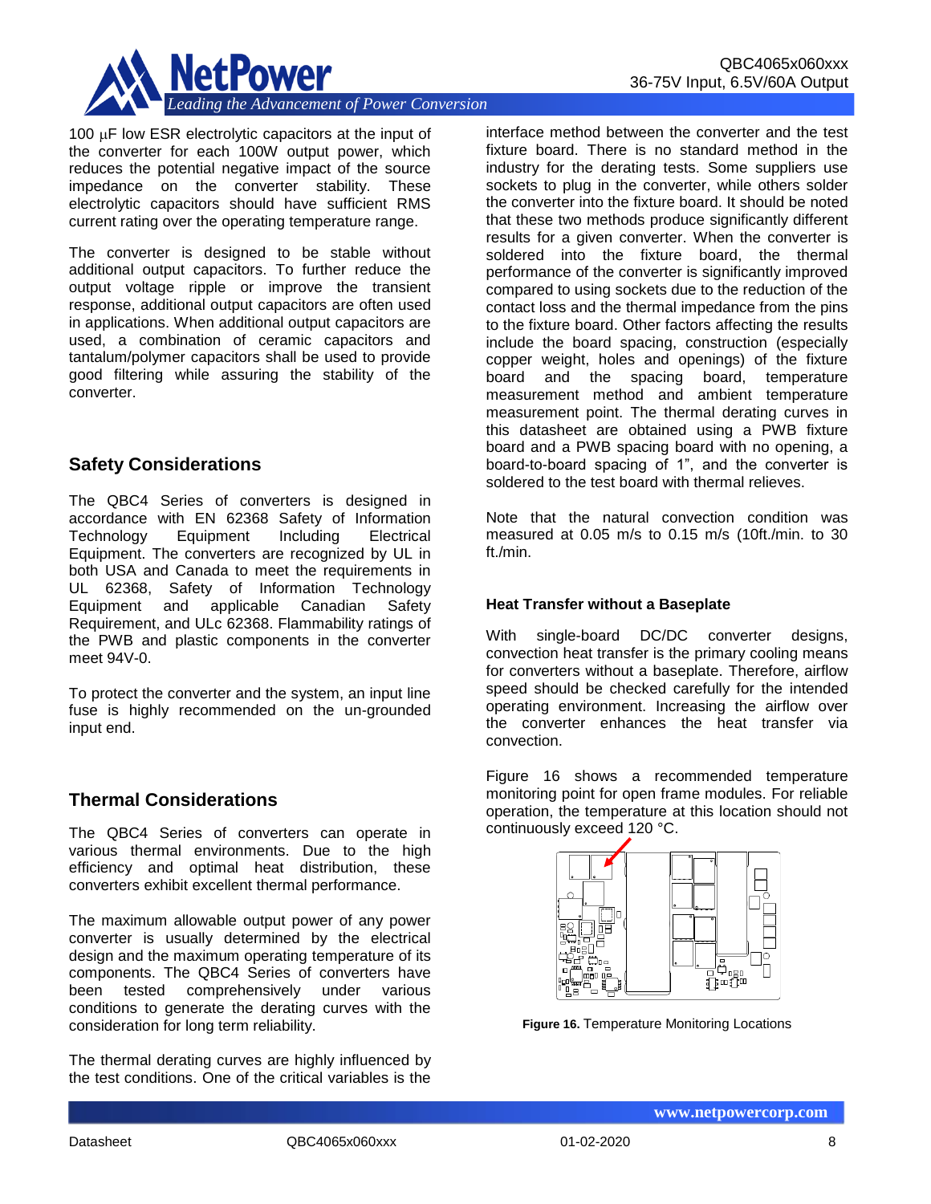100 μF low ESR electrolytic capacitors at the input of the converter for each 100W output power, which reduces the potential negative impact of the source impedance on the converter stability. These electrolytic capacitors should have sufficient RMS current rating over the operating temperature range.

The converter is designed to be stable without additional output capacitors. To further reduce the output voltage ripple or improve the transient response, additional output capacitors are often used in applications. When additional output capacitors are used, a combination of ceramic capacitors and tantalum/polymer capacitors shall be used to provide good filtering while assuring the stability of the converter.

## Safety Considerations

The QBC4 Series of converters is designed in accordance with EN 62368 Safety of Information Technology Equipment Including Electrical Equipment. The converters are recognized by UL in both USA and Canada to meet the requirements in UL 62368, Safety of Information Technology Equipment and applicable Canadian Safety Requirement, and ULc 62368. Flammability ratings of the PWB and plastic components in the converter meet 94V-0.

To protect the converter and the system, an input line fuse is highly recommended on the un-grounded input end.

## Thermal Considerations

The QBC4 Series of converters can operate in various thermal environments. Due to the high efficiency and optimal heat distribution, these converters exhibit excellent thermal performance.

The maximum allowable output power of any power converter is usually determined by the electrical design and the maximum operating temperature of its components. The QBC4 Series of converters have been tested comprehensively under various conditions to generate the derating curves with the consideration for long term reliability.

The thermal derating curves are highly influenced by the test conditions. One of the critical variables is the interface method between the converter and the test fixture board. There is no standard method in the industry for the derating tests. Some suppliers use sockets to plug in the converter, while others solder the converter into the fixture board. It should be noted that these two methods produce significantly different results for a given converter. When the converter is soldered into the fixture board, the thermal performance of the converter is significantly improved compared to using sockets due to the reduction of the contact loss and the thermal impedance from the pins to the fixture board. Other factors affecting the results include the board spacing, construction (especially copper weight, holes and openings) of the fixture board and the spacing board, temperature measurement method and ambient temperature measurement point. The thermal derating curves in this datasheet are obtained using a PWB fixture board and a PWB spacing board with no opening, a board-to-board spacing of 1", and the converter is soldered to the test board with thermal relieves.

Note that the natural convection condition was measured at 0.05 m/s to 0.15 m/s (10ft./min. to 30 ft./min.

### Heat Transfer without a Baseplate

With single-board DC/DC converter designs, convection heat transfer is the primary cooling means for converters without a baseplate. Therefore, airflow speed should be checked carefully for the intended operating environment. Increasing the airflow over the converter enhances the heat transfer via convection.

Figure 16 shows a recommended temperature monitoring point for open frame modules. For reliable operation, the temperature at this location should not continuously exceed 120 °C.

**Figure 16.** Temperature Monitoring Locations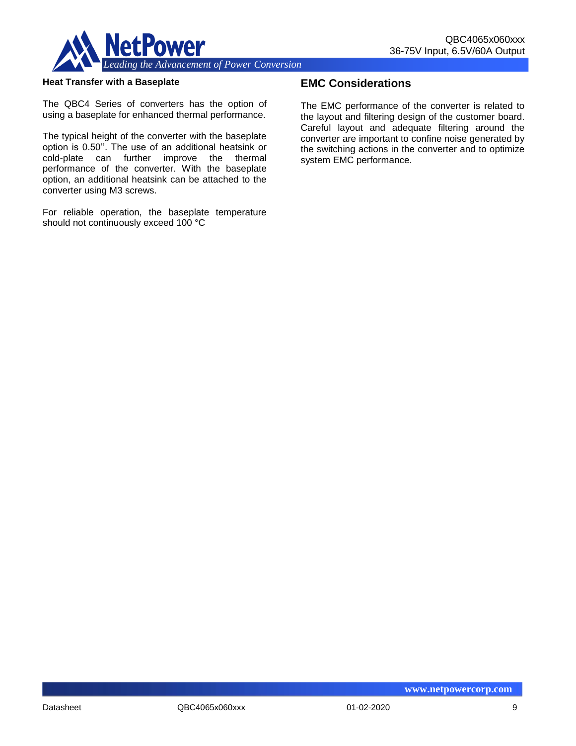### Heat Transfer with a Baseplate

The QBC4 Series of converters has the option of using a baseplate for enhanced thermal performance.

The typical height of the converter with the baseplate option is 0.50''. The use of an additional heatsink or cold-plate can further improve the thermal performance of the converter. With the baseplate option, an additional heatsink can be attached to the converter using M3 screws.

For reliable operation, the baseplate temperature should not continuously exceed 100 °C

## EMC Considerations

The EMC performance of the converter is related to the layout and filtering design of the customer board. Careful layout and adequate filtering around the converter are important to confine noise generated by the switching actions in the converter and to optimize system EMC performance.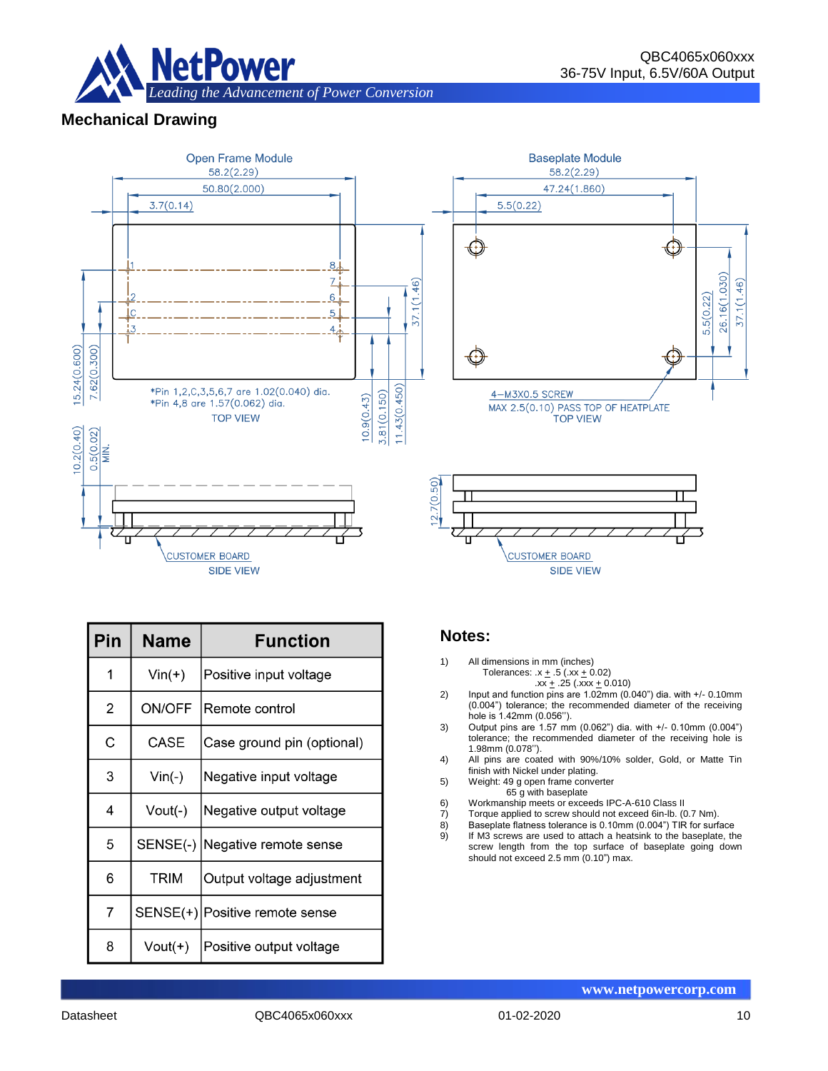## Mechanical Drawing

Open Frame Module

58.2(2.29)
50.80(2.000)
3.7(0.14)
37.1(1.46)
15.24(0.600)
7.62(0.300)
10.9(0.43)
3.81(0.150)
11.43(0.450)

*Pin 1,2,C,3,5,6,7 are 1.02(0.040) dia.
*Pin 4,8 are 1.57(0.062) dia.

TOP VIEW

10.2(0.40)
0.5(0.02) MIN.

CUSTOMER BOARD

SIDE VIEW

Baseplate Module

58.2(2.29)
47.24(1.860)
5.5(0.22)
5.5(0.22)
26.16(1.030)
37.1(1.46)

4–M3X0.5 SCREW
MAX 2.5(0.10) PASS TOP OF HEATPLATE

TOP VIEW

12.7(0.50)

CUSTOMER BOARD

SIDE VIEW

| Pin | Name | Function |
|---|---|---|
| 1 | Vin(+) | Positive input voltage |
| 2 | ON/OFF | Remote control |
| C | CASE | Case ground pin (optional) |
| 3 | Vin(-) | Negative input voltage |
| 4 | Vout(-) | Negative output voltage |
| 5 | SENSE(-) | Negative remote sense |
| 6 | TRIM | Output voltage adjustment |
| 7 | SENSE(+) | Positive remote sense |
| 8 | Vout(+) | Positive output voltage |

## Notes:

1) All dimensions in mm (inches)
   Tolerances: .x ± .5 (.xx ± 0.02)
   .xx ± .25 (.xxx ± 0.010)
2) Input and function pins are 1.02mm (0.040”) dia. with +/- 0.10mm (0.004”) tolerance; the recommended diameter of the receiving hole is 1.42mm (0.056”).
3) Output pins are 1.57 mm (0.062”) dia. with +/- 0.10mm (0.004”) tolerance; the recommended diameter of the receiving hole is 1.98mm (0.078”).
4) All pins are coated with 90%/10% solder, Gold, or Matte Tin finish with Nickel under plating.
5) Weight: 49 g open frame converter
   65 g with baseplate
6) Workmanship meets or exceeds IPC-A-610 Class II
7) Torque applied to screw should not exceed 6in-lb. (0.7 Nm).
8) Baseplate flatness tolerance is 0.10mm (0.004”) TIR for surface
9) If M3 screws are used to attach a heatsink to the baseplate, the screw length from the top surface of baseplate going down should not exceed 2.5 mm (0.10”) max.